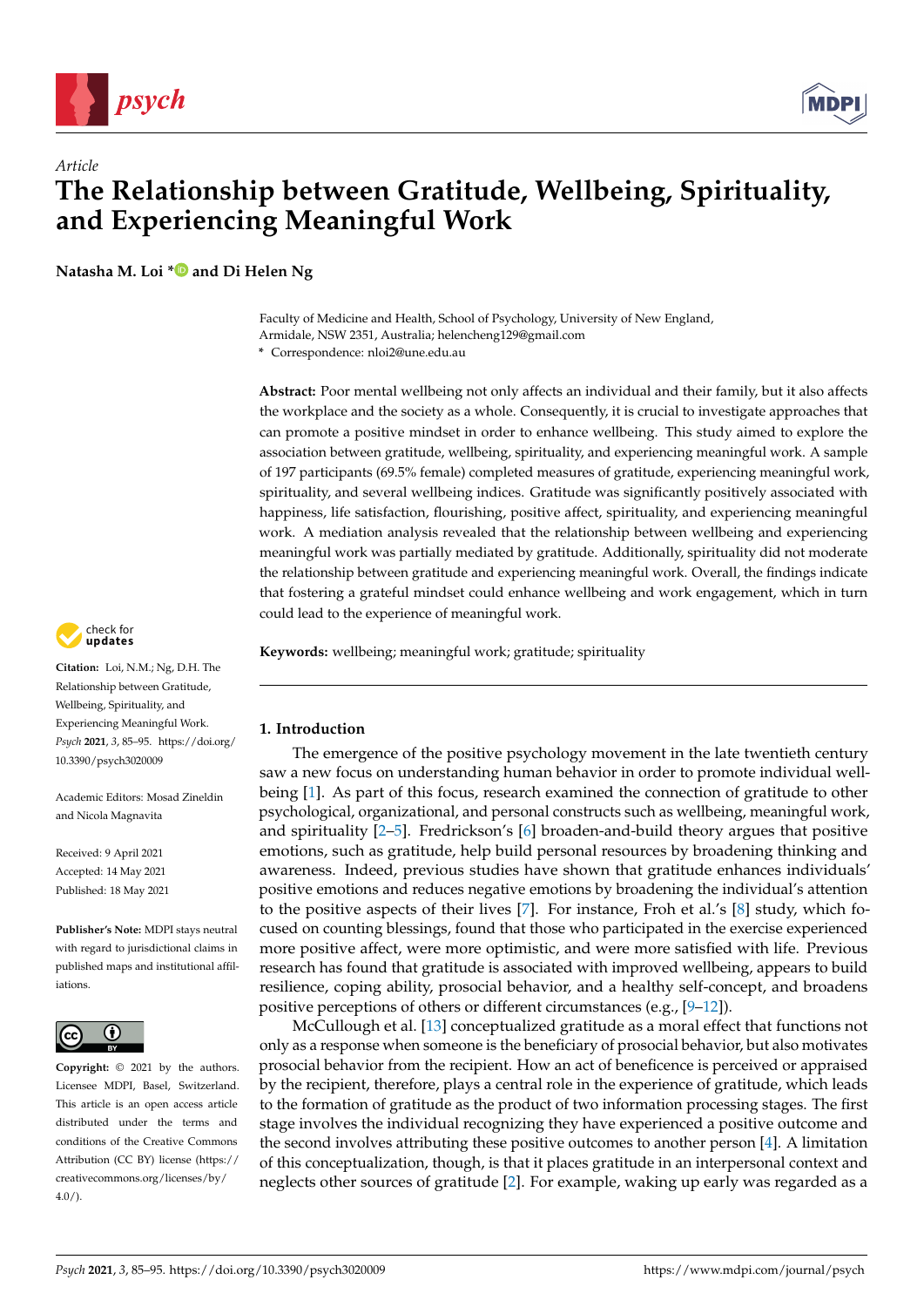*Article*

# The Relationship between Gratitude, Wellbeing, Spirituality, and Experiencing Meaningful Work

**Natasha M. Loi * and Di Helen Ng**

Faculty of Medicine and Health, School of Psychology, University of New England, Armidale, NSW 2351, Australia; helencheng129@gmail.com

\* Correspondence: nloi2@une.edu.au

**Abstract:** Poor mental wellbeing not only affects an individual and their family, but it also affects the workplace and the society as a whole. Consequently, it is crucial to investigate approaches that can promote a positive mindset in order to enhance wellbeing. This study aimed to explore the association between gratitude, wellbeing, spirituality, and experiencing meaningful work. A sample of 197 participants (69.5% female) completed measures of gratitude, experiencing meaningful work, spirituality, and several wellbeing indices. Gratitude was significantly positively associated with happiness, life satisfaction, flourishing, positive affect, spirituality, and experiencing meaningful work. A mediation analysis revealed that the relationship between wellbeing and experiencing meaningful work was partially mediated by gratitude. Additionally, spirituality did not moderate the relationship between gratitude and experiencing meaningful work. Overall, the findings indicate that fostering a grateful mindset could enhance wellbeing and work engagement, which in turn could lead to the experience of meaningful work.

**Keywords:** wellbeing; meaningful work; gratitude; spirituality

**Citation:** Loi, N.M.; Ng, D.H. The Relationship between Gratitude, Wellbeing, Spirituality, and Experiencing Meaningful Work. *Psych* **2021**, *3*, 85–95. https://doi.org/10.3390/psych3020009

Academic Editors: Mosad Zineldin and Nicola Magnavita

Received: 9 April 2021
Accepted: 14 May 2021
Published: 18 May 2021

**Publisher's Note:** MDPI stays neutral with regard to jurisdictional claims in published maps and institutional affiliations.

**Copyright:** © 2021 by the authors. Licensee MDPI, Basel, Switzerland. This article is an open access article distributed under the terms and conditions of the Creative Commons Attribution (CC BY) license (https://creativecommons.org/licenses/by/4.0/).

## 1. Introduction

The emergence of the positive psychology movement in the late twentieth century saw a new focus on understanding human behavior in order to promote individual wellbeing [1]. As part of this focus, research examined the connection of gratitude to other psychological, organizational, and personal constructs such as wellbeing, meaningful work, and spirituality [2–5]. Fredrickson's [6] broaden-and-build theory argues that positive emotions, such as gratitude, help build personal resources by broadening thinking and awareness. Indeed, previous studies have shown that gratitude enhances individuals' positive emotions and reduces negative emotions by broadening the individual's attention to the positive aspects of their lives [7]. For instance, Froh et al.'s [8] study, which focused on counting blessings, found that those who participated in the exercise experienced more positive affect, were more optimistic, and were more satisfied with life. Previous research has found that gratitude is associated with improved wellbeing, appears to build resilience, coping ability, prosocial behavior, and a healthy self-concept, and broadens positive perceptions of others or different circumstances (e.g., [9–12]).

McCullough et al. [13] conceptualized gratitude as a moral effect that functions not only as a response when someone is the beneficiary of prosocial behavior, but also motivates prosocial behavior from the recipient. How an act of beneficence is perceived or appraised by the recipient, therefore, plays a central role in the experience of gratitude, which leads to the formation of gratitude as the product of two information processing stages. The first stage involves the individual recognizing they have experienced a positive outcome and the second involves attributing these positive outcomes to another person [4]. A limitation of this conceptualization, though, is that it places gratitude in an interpersonal context and neglects other sources of gratitude [2]. For example, waking up early was regarded as a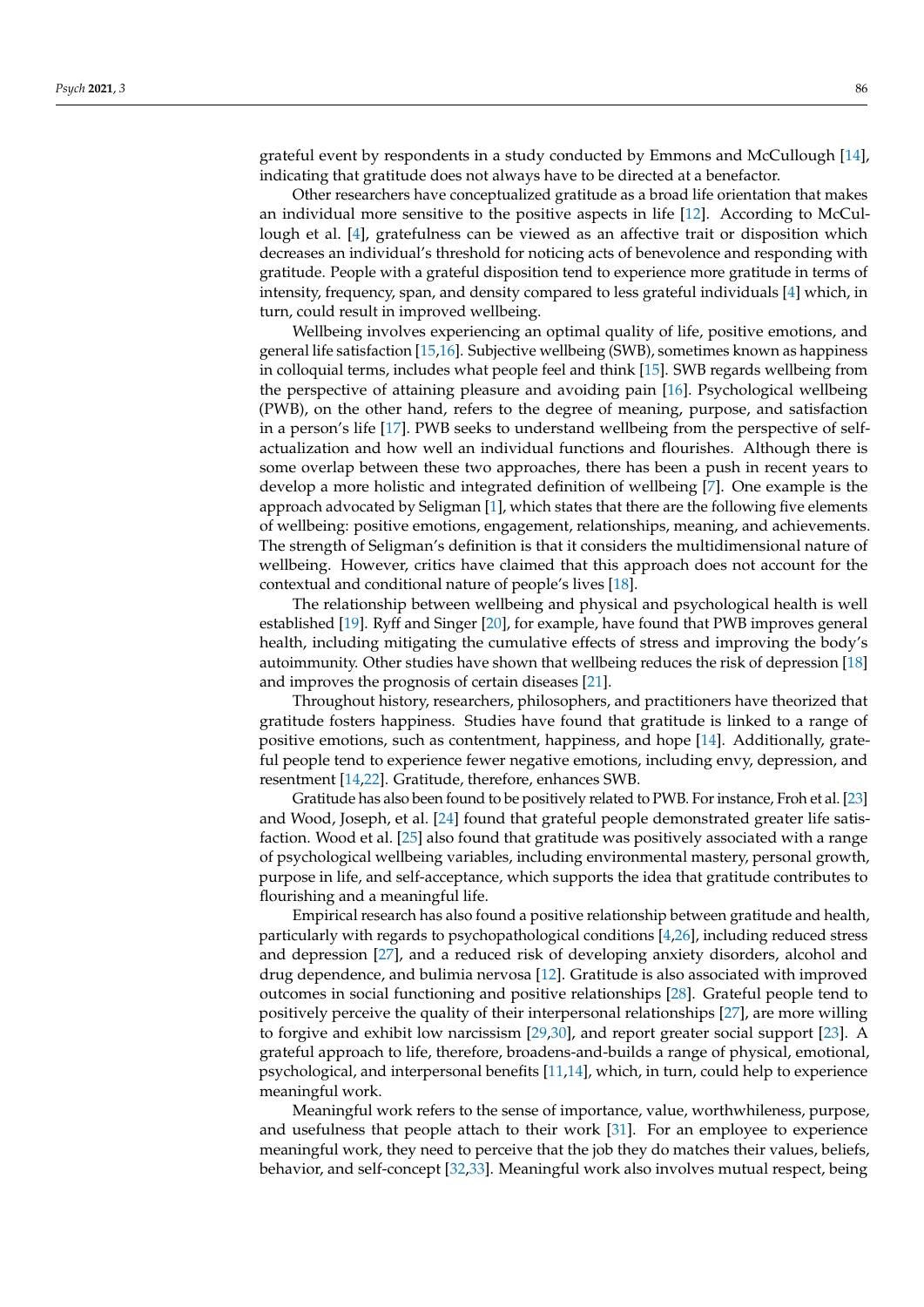grateful event by respondents in a study conducted by Emmons and McCullough [14], indicating that gratitude does not always have to be directed at a benefactor.

Other researchers have conceptualized gratitude as a broad life orientation that makes an individual more sensitive to the positive aspects in life [12]. According to McCullough et al. [4], gratefulness can be viewed as an affective trait or disposition which decreases an individual's threshold for noticing acts of benevolence and responding with gratitude. People with a grateful disposition tend to experience more gratitude in terms of intensity, frequency, span, and density compared to less grateful individuals [4] which, in turn, could result in improved wellbeing.

Wellbeing involves experiencing an optimal quality of life, positive emotions, and general life satisfaction [15,16]. Subjective wellbeing (SWB), sometimes known as happiness in colloquial terms, includes what people feel and think [15]. SWB regards wellbeing from the perspective of attaining pleasure and avoiding pain [16]. Psychological wellbeing (PWB), on the other hand, refers to the degree of meaning, purpose, and satisfaction in a person's life [17]. PWB seeks to understand wellbeing from the perspective of self-actualization and how well an individual functions and flourishes. Although there is some overlap between these two approaches, there has been a push in recent years to develop a more holistic and integrated definition of wellbeing [7]. One example is the approach advocated by Seligman [1], which states that there are the following five elements of wellbeing: positive emotions, engagement, relationships, meaning, and achievements. The strength of Seligman's definition is that it considers the multidimensional nature of wellbeing. However, critics have claimed that this approach does not account for the contextual and conditional nature of people's lives [18].

The relationship between wellbeing and physical and psychological health is well established [19]. Ryff and Singer [20], for example, have found that PWB improves general health, including mitigating the cumulative effects of stress and improving the body's autoimmunity. Other studies have shown that wellbeing reduces the risk of depression [18] and improves the prognosis of certain diseases [21].

Throughout history, researchers, philosophers, and practitioners have theorized that gratitude fosters happiness. Studies have found that gratitude is linked to a range of positive emotions, such as contentment, happiness, and hope [14]. Additionally, grateful people tend to experience fewer negative emotions, including envy, depression, and resentment [14,22]. Gratitude, therefore, enhances SWB.

Gratitude has also been found to be positively related to PWB. For instance, Froh et al. [23] and Wood, Joseph, et al. [24] found that grateful people demonstrated greater life satisfaction. Wood et al. [25] also found that gratitude was positively associated with a range of psychological wellbeing variables, including environmental mastery, personal growth, purpose in life, and self-acceptance, which supports the idea that gratitude contributes to flourishing and a meaningful life.

Empirical research has also found a positive relationship between gratitude and health, particularly with regards to psychopathological conditions [4,26], including reduced stress and depression [27], and a reduced risk of developing anxiety disorders, alcohol and drug dependence, and bulimia nervosa [12]. Gratitude is also associated with improved outcomes in social functioning and positive relationships [28]. Grateful people tend to positively perceive the quality of their interpersonal relationships [27], are more willing to forgive and exhibit low narcissism [29,30], and report greater social support [23]. A grateful approach to life, therefore, broadens-and-builds a range of physical, emotional, psychological, and interpersonal benefits [11,14], which, in turn, could help to experience meaningful work.

Meaningful work refers to the sense of importance, value, worthwhileness, purpose, and usefulness that people attach to their work [31]. For an employee to experience meaningful work, they need to perceive that the job they do matches their values, beliefs, behavior, and self-concept [32,33]. Meaningful work also involves mutual respect, being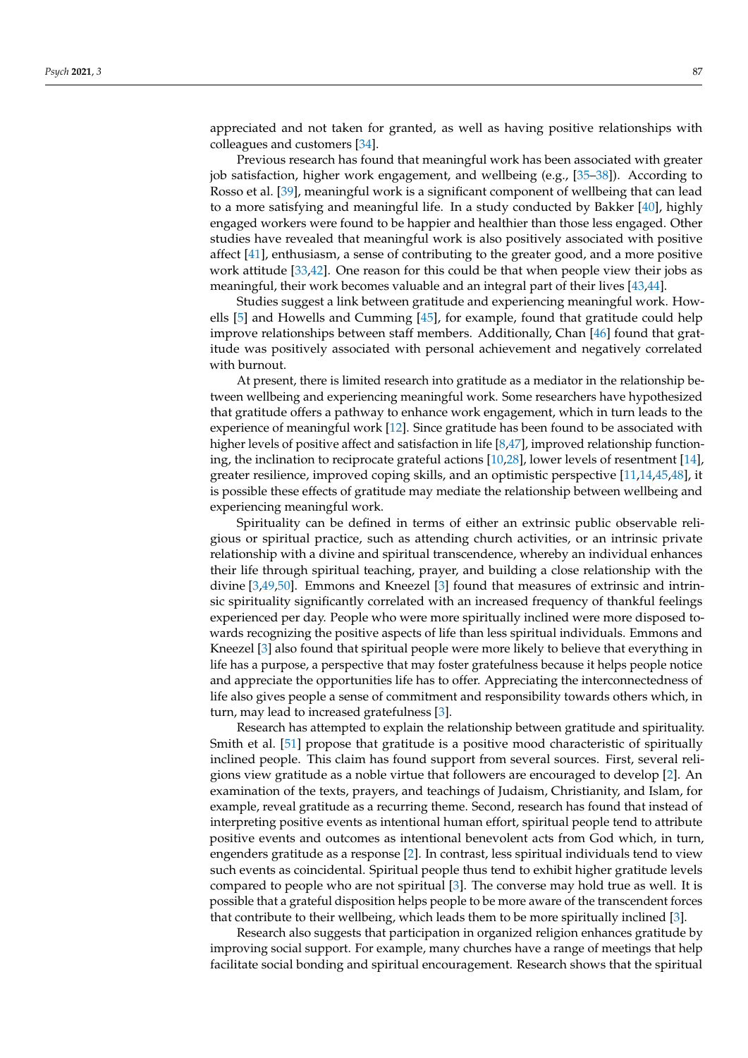appreciated and not taken for granted, as well as having positive relationships with colleagues and customers [34].

Previous research has found that meaningful work has been associated with greater job satisfaction, higher work engagement, and wellbeing (e.g., [35–38]). According to Rosso et al. [39], meaningful work is a significant component of wellbeing that can lead to a more satisfying and meaningful life. In a study conducted by Bakker [40], highly engaged workers were found to be happier and healthier than those less engaged. Other studies have revealed that meaningful work is also positively associated with positive affect [41], enthusiasm, a sense of contributing to the greater good, and a more positive work attitude [33,42]. One reason for this could be that when people view their jobs as meaningful, their work becomes valuable and an integral part of their lives [43,44].

Studies suggest a link between gratitude and experiencing meaningful work. Howells [5] and Howells and Cumming [45], for example, found that gratitude could help improve relationships between staff members. Additionally, Chan [46] found that gratitude was positively associated with personal achievement and negatively correlated with burnout.

At present, there is limited research into gratitude as a mediator in the relationship between wellbeing and experiencing meaningful work. Some researchers have hypothesized that gratitude offers a pathway to enhance work engagement, which in turn leads to the experience of meaningful work [12]. Since gratitude has been found to be associated with higher levels of positive affect and satisfaction in life [8,47], improved relationship functioning, the inclination to reciprocate grateful actions [10,28], lower levels of resentment [14], greater resilience, improved coping skills, and an optimistic perspective [11,14,45,48], it is possible these effects of gratitude may mediate the relationship between wellbeing and experiencing meaningful work.

Spirituality can be defined in terms of either an extrinsic public observable religious or spiritual practice, such as attending church activities, or an intrinsic private relationship with a divine and spiritual transcendence, whereby an individual enhances their life through spiritual teaching, prayer, and building a close relationship with the divine [3,49,50]. Emmons and Kneezel [3] found that measures of extrinsic and intrinsic spirituality significantly correlated with an increased frequency of thankful feelings experienced per day. People who were more spiritually inclined were more disposed towards recognizing the positive aspects of life than less spiritual individuals. Emmons and Kneezel [3] also found that spiritual people were more likely to believe that everything in life has a purpose, a perspective that may foster gratefulness because it helps people notice and appreciate the opportunities life has to offer. Appreciating the interconnectedness of life also gives people a sense of commitment and responsibility towards others which, in turn, may lead to increased gratefulness [3].

Research has attempted to explain the relationship between gratitude and spirituality. Smith et al. [51] propose that gratitude is a positive mood characteristic of spiritually inclined people. This claim has found support from several sources. First, several religions view gratitude as a noble virtue that followers are encouraged to develop [2]. An examination of the texts, prayers, and teachings of Judaism, Christianity, and Islam, for example, reveal gratitude as a recurring theme. Second, research has found that instead of interpreting positive events as intentional human effort, spiritual people tend to attribute positive events and outcomes as intentional benevolent acts from God which, in turn, engenders gratitude as a response [2]. In contrast, less spiritual individuals tend to view such events as coincidental. Spiritual people thus tend to exhibit higher gratitude levels compared to people who are not spiritual [3]. The converse may hold true as well. It is possible that a grateful disposition helps people to be more aware of the transcendent forces that contribute to their wellbeing, which leads them to be more spiritually inclined [3].

Research also suggests that participation in organized religion enhances gratitude by improving social support. For example, many churches have a range of meetings that help facilitate social bonding and spiritual encouragement. Research shows that the spiritual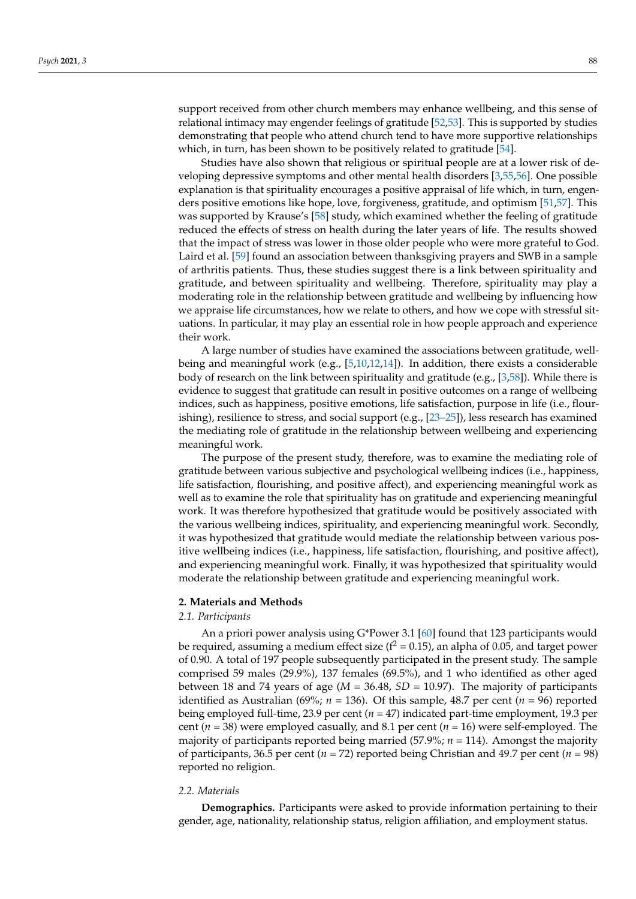support received from other church members may enhance wellbeing, and this sense of relational intimacy may engender feelings of gratitude [52,53]. This is supported by studies demonstrating that people who attend church tend to have more supportive relationships which, in turn, has been shown to be positively related to gratitude [54].

Studies have also shown that religious or spiritual people are at a lower risk of developing depressive symptoms and other mental health disorders [3,55,56]. One possible explanation is that spirituality encourages a positive appraisal of life which, in turn, engenders positive emotions like hope, love, forgiveness, gratitude, and optimism [51,57]. This was supported by Krause's [58] study, which examined whether the feeling of gratitude reduced the effects of stress on health during the later years of life. The results showed that the impact of stress was lower in those older people who were more grateful to God. Laird et al. [59] found an association between thanksgiving prayers and SWB in a sample of arthritis patients. Thus, these studies suggest there is a link between spirituality and gratitude, and between spirituality and wellbeing. Therefore, spirituality may play a moderating role in the relationship between gratitude and wellbeing by influencing how we appraise life circumstances, how we relate to others, and how we cope with stressful situations. In particular, it may play an essential role in how people approach and experience their work.

A large number of studies have examined the associations between gratitude, wellbeing and meaningful work (e.g., [5,10,12,14]). In addition, there exists a considerable body of research on the link between spirituality and gratitude (e.g., [3,58]). While there is evidence to suggest that gratitude can result in positive outcomes on a range of wellbeing indices, such as happiness, positive emotions, life satisfaction, purpose in life (i.e., flourishing), resilience to stress, and social support (e.g., [23–25]), less research has examined the mediating role of gratitude in the relationship between wellbeing and experiencing meaningful work.

The purpose of the present study, therefore, was to examine the mediating role of gratitude between various subjective and psychological wellbeing indices (i.e., happiness, life satisfaction, flourishing, and positive affect), and experiencing meaningful work as well as to examine the role that spirituality has on gratitude and experiencing meaningful work. It was therefore hypothesized that gratitude would be positively associated with the various wellbeing indices, spirituality, and experiencing meaningful work. Secondly, it was hypothesized that gratitude would mediate the relationship between various positive wellbeing indices (i.e., happiness, life satisfaction, flourishing, and positive affect), and experiencing meaningful work. Finally, it was hypothesized that spirituality would moderate the relationship between gratitude and experiencing meaningful work.

## 2. Materials and Methods

### 2.1. Participants

An a priori power analysis using G*Power 3.1 [60] found that 123 participants would be required, assuming a medium effect size ($f^2 = 0.15$), an alpha of 0.05, and target power of 0.90. A total of 197 people subsequently participated in the present study. The sample comprised 59 males (29.9%), 137 females (69.5%), and 1 who identified as other aged between 18 and 74 years of age ($M = 36.48$, $SD = 10.97$). The majority of participants identified as Australian (69%; $n = 136$). Of this sample, 48.7 per cent ($n = 96$) reported being employed full-time, 23.9 per cent ($n = 47$) indicated part-time employment, 19.3 per cent ($n = 38$) were employed casually, and 8.1 per cent ($n = 16$) were self-employed. The majority of participants reported being married (57.9%; $n = 114$). Amongst the majority of participants, 36.5 per cent ($n = 72$) reported being Christian and 49.7 per cent ($n = 98$) reported no religion.

### 2.2. Materials

**Demographics.** Participants were asked to provide information pertaining to their gender, age, nationality, relationship status, religion affiliation, and employment status.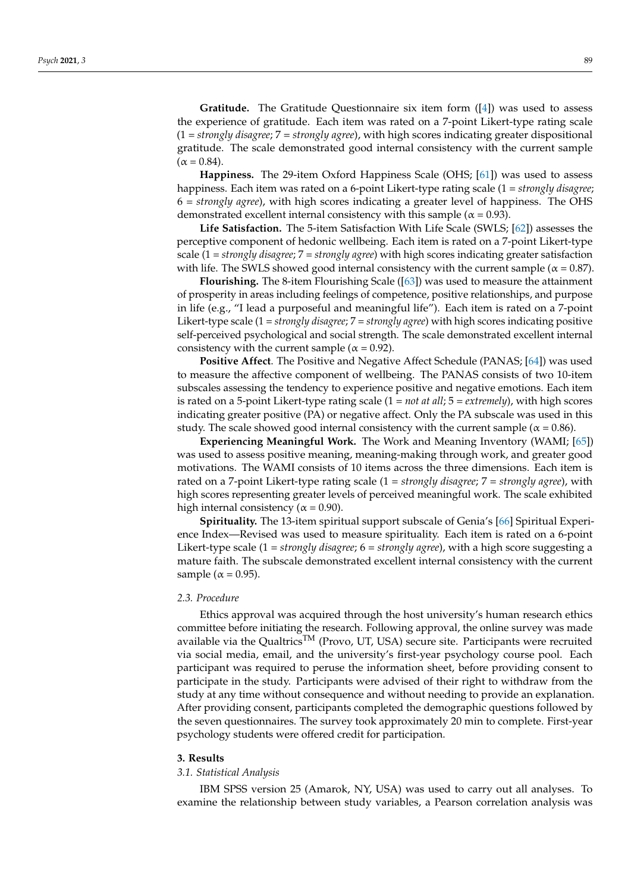**Gratitude.** The Gratitude Questionnaire six item form ([4]) was used to assess the experience of gratitude. Each item was rated on a 7-point Likert-type rating scale (1 = *strongly disagree*; 7 = *strongly agree*), with high scores indicating greater dispositional gratitude. The scale demonstrated good internal consistency with the current sample ($\alpha = 0.84$).

**Happiness.** The 29-item Oxford Happiness Scale (OHS; [61]) was used to assess happiness. Each item was rated on a 6-point Likert-type rating scale (1 = *strongly disagree*; 6 = *strongly agree*), with high scores indicating a greater level of happiness. The OHS demonstrated excellent internal consistency with this sample ($\alpha = 0.93$).

**Life Satisfaction.** The 5-item Satisfaction With Life Scale (SWLS; [62]) assesses the perceptive component of hedonic wellbeing. Each item is rated on a 7-point Likert-type scale (1 = *strongly disagree*; 7 = *strongly agree*) with high scores indicating greater satisfaction with life. The SWLS showed good internal consistency with the current sample ($\alpha = 0.87$).

**Flourishing.** The 8-item Flourishing Scale ([63]) was used to measure the attainment of prosperity in areas including feelings of competence, positive relationships, and purpose in life (e.g., "I lead a purposeful and meaningful life"). Each item is rated on a 7-point Likert-type scale (1 = *strongly disagree*; 7 = *strongly agree*) with high scores indicating positive self-perceived psychological and social strength. The scale demonstrated excellent internal consistency with the current sample ($\alpha = 0.92$).

**Positive Affect**. The Positive and Negative Affect Schedule (PANAS; [64]) was used to measure the affective component of wellbeing. The PANAS consists of two 10-item subscales assessing the tendency to experience positive and negative emotions. Each item is rated on a 5-point Likert-type rating scale (1 = *not at all*; 5 = *extremely*), with high scores indicating greater positive (PA) or negative affect. Only the PA subscale was used in this study. The scale showed good internal consistency with the current sample ($\alpha = 0.86$).

**Experiencing Meaningful Work.** The Work and Meaning Inventory (WAMI; [65]) was used to assess positive meaning, meaning-making through work, and greater good motivations. The WAMI consists of 10 items across the three dimensions. Each item is rated on a 7-point Likert-type rating scale (1 = *strongly disagree*; 7 = *strongly agree*), with high scores representing greater levels of perceived meaningful work. The scale exhibited high internal consistency ($\alpha = 0.90$).

**Spirituality.** The 13-item spiritual support subscale of Genia's [66] Spiritual Experience Index—Revised was used to measure spirituality. Each item is rated on a 6-point Likert-type scale (1 = *strongly disagree*; 6 = *strongly agree*), with a high score suggesting a mature faith. The subscale demonstrated excellent internal consistency with the current sample ($\alpha = 0.95$).

### 2.3. Procedure

Ethics approval was acquired through the host university's human research ethics committee before initiating the research. Following approval, the online survey was made available via the Qualtrics™ (Provo, UT, USA) secure site. Participants were recruited via social media, email, and the university's first-year psychology course pool. Each participant was required to peruse the information sheet, before providing consent to participate in the study. Participants were advised of their right to withdraw from the study at any time without consequence and without needing to provide an explanation. After providing consent, participants completed the demographic questions followed by the seven questionnaires. The survey took approximately 20 min to complete. First-year psychology students were offered credit for participation.

## 3. Results

### 3.1. Statistical Analysis

IBM SPSS version 25 (Amarok, NY, USA) was used to carry out all analyses. To examine the relationship between study variables, a Pearson correlation analysis was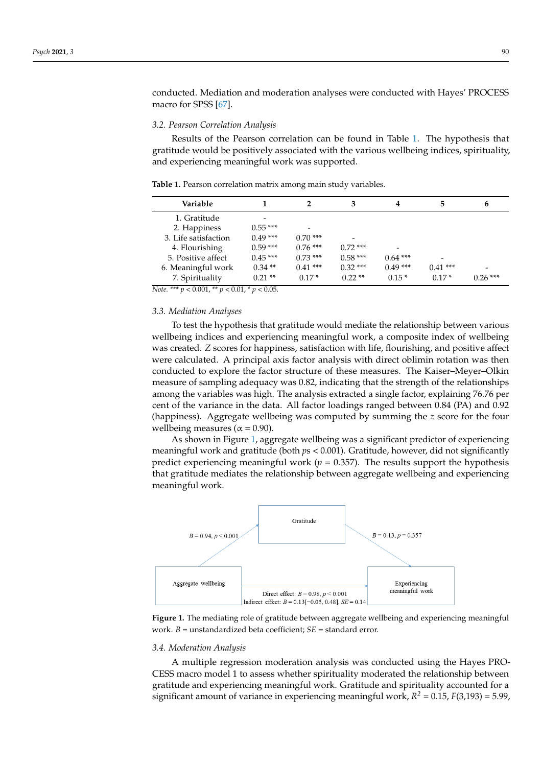conducted. Mediation and moderation analyses were conducted with Hayes' PROCESS macro for SPSS [67].

### 3.2. Pearson Correlation Analysis

Results of the Pearson correlation can be found in Table 1. The hypothesis that gratitude would be positively associated with the various wellbeing indices, spirituality, and experiencing meaningful work was supported.

**Table 1.** Pearson correlation matrix among main study variables.

| Variable | 1 | 2 | 3 | 4 | 5 | 6 |
|---|---|---|---|---|---|---|
| 1. Gratitude | - | | | | | |
| 2. Happiness | 0.55 *** | - | | | | |
| 3. Life satisfaction | 0.49 *** | 0.70 *** | - | | | |
| 4. Flourishing | 0.59 *** | 0.76 *** | 0.72 *** | - | | |
| 5. Positive affect | 0.45 *** | 0.73 *** | 0.58 *** | 0.64 *** | - | |
| 6. Meaningful work | 0.34 ** | 0.41 *** | 0.32 *** | 0.49 *** | 0.41 *** | - |
| 7. Spirituality | 0.21 ** | 0.17 * | 0.22 ** | 0.15 * | 0.17 * | 0.26 *** |

*Note.* *** $p < 0.001$, ** $p < 0.01$, * $p < 0.05$.

### 3.3. Mediation Analyses

To test the hypothesis that gratitude would mediate the relationship between various wellbeing indices and experiencing meaningful work, a composite index of wellbeing was created. *Z* scores for happiness, satisfaction with life, flourishing, and positive affect were calculated. A principal axis factor analysis with direct oblimin rotation was then conducted to explore the factor structure of these measures. The Kaiser–Meyer–Olkin measure of sampling adequacy was 0.82, indicating that the strength of the relationships among the variables was high. The analysis extracted a single factor, explaining 76.76 per cent of the variance in the data. All factor loadings ranged between 0.84 (PA) and 0.92 (happiness). Aggregate wellbeing was computed by summing the *z* score for the four wellbeing measures ($\alpha = 0.90$).

As shown in Figure 1, aggregate wellbeing was a significant predictor of experiencing meaningful work and gratitude (both $p$s $< 0.001$). Gratitude, however, did not significantly predict experiencing meaningful work ($p = 0.357$). The results support the hypothesis that gratitude mediates the relationship between aggregate wellbeing and experiencing meaningful work.

Gratitude

$B = 0.94$, $p < 0.001$

$B = 0.13$, $p = 0.357$

Aggregate wellbeing

Experiencing meaningful work

Direct effect: $B = 0.98$, $p < 0.001$
Indirect effect: $B = 0.13[-0.05, 0.48]$, $SE = 0.14$

**Figure 1.** The mediating role of gratitude between aggregate wellbeing and experiencing meaningful work. $B$ = unstandardized beta coefficient; $SE$ = standard error.

### 3.4. Moderation Analysis

A multiple regression moderation analysis was conducted using the Hayes PROCESS macro model 1 to assess whether spirituality moderated the relationship between gratitude and experiencing meaningful work. Gratitude and spirituality accounted for a significant amount of variance in experiencing meaningful work, $R^2 = 0.15$, $F(3,193) = 5.99$,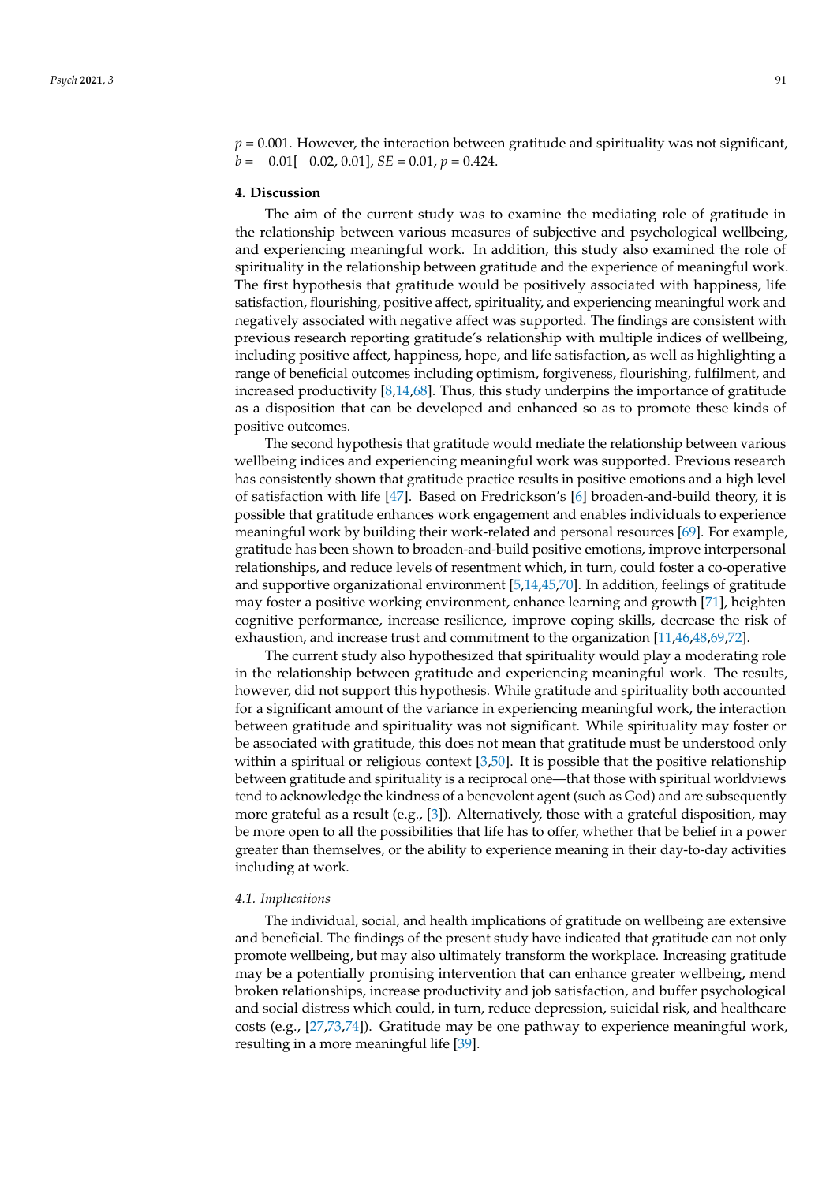$p = 0.001$. However, the interaction between gratitude and spirituality was not significant, $b = -0.01[-0.02, 0.01]$, $SE = 0.01$, $p = 0.424$.

## 4. Discussion

The aim of the current study was to examine the mediating role of gratitude in the relationship between various measures of subjective and psychological wellbeing, and experiencing meaningful work. In addition, this study also examined the role of spirituality in the relationship between gratitude and the experience of meaningful work. The first hypothesis that gratitude would be positively associated with happiness, life satisfaction, flourishing, positive affect, spirituality, and experiencing meaningful work and negatively associated with negative affect was supported. The findings are consistent with previous research reporting gratitude's relationship with multiple indices of wellbeing, including positive affect, happiness, hope, and life satisfaction, as well as highlighting a range of beneficial outcomes including optimism, forgiveness, flourishing, fulfilment, and increased productivity [8,14,68]. Thus, this study underpins the importance of gratitude as a disposition that can be developed and enhanced so as to promote these kinds of positive outcomes.

The second hypothesis that gratitude would mediate the relationship between various wellbeing indices and experiencing meaningful work was supported. Previous research has consistently shown that gratitude practice results in positive emotions and a high level of satisfaction with life [47]. Based on Fredrickson's [6] broaden-and-build theory, it is possible that gratitude enhances work engagement and enables individuals to experience meaningful work by building their work-related and personal resources [69]. For example, gratitude has been shown to broaden-and-build positive emotions, improve interpersonal relationships, and reduce levels of resentment which, in turn, could foster a co-operative and supportive organizational environment [5,14,45,70]. In addition, feelings of gratitude may foster a positive working environment, enhance learning and growth [71], heighten cognitive performance, increase resilience, improve coping skills, decrease the risk of exhaustion, and increase trust and commitment to the organization [11,46,48,69,72].

The current study also hypothesized that spirituality would play a moderating role in the relationship between gratitude and experiencing meaningful work. The results, however, did not support this hypothesis. While gratitude and spirituality both accounted for a significant amount of the variance in experiencing meaningful work, the interaction between gratitude and spirituality was not significant. While spirituality may foster or be associated with gratitude, this does not mean that gratitude must be understood only within a spiritual or religious context [3,50]. It is possible that the positive relationship between gratitude and spirituality is a reciprocal one—that those with spiritual worldviews tend to acknowledge the kindness of a benevolent agent (such as God) and are subsequently more grateful as a result (e.g., [3]). Alternatively, those with a grateful disposition, may be more open to all the possibilities that life has to offer, whether that be belief in a power greater than themselves, or the ability to experience meaning in their day-to-day activities including at work.

### 4.1. Implications

The individual, social, and health implications of gratitude on wellbeing are extensive and beneficial. The findings of the present study have indicated that gratitude can not only promote wellbeing, but may also ultimately transform the workplace. Increasing gratitude may be a potentially promising intervention that can enhance greater wellbeing, mend broken relationships, increase productivity and job satisfaction, and buffer psychological and social distress which could, in turn, reduce depression, suicidal risk, and healthcare costs (e.g., [27,73,74]). Gratitude may be one pathway to experience meaningful work, resulting in a more meaningful life [39].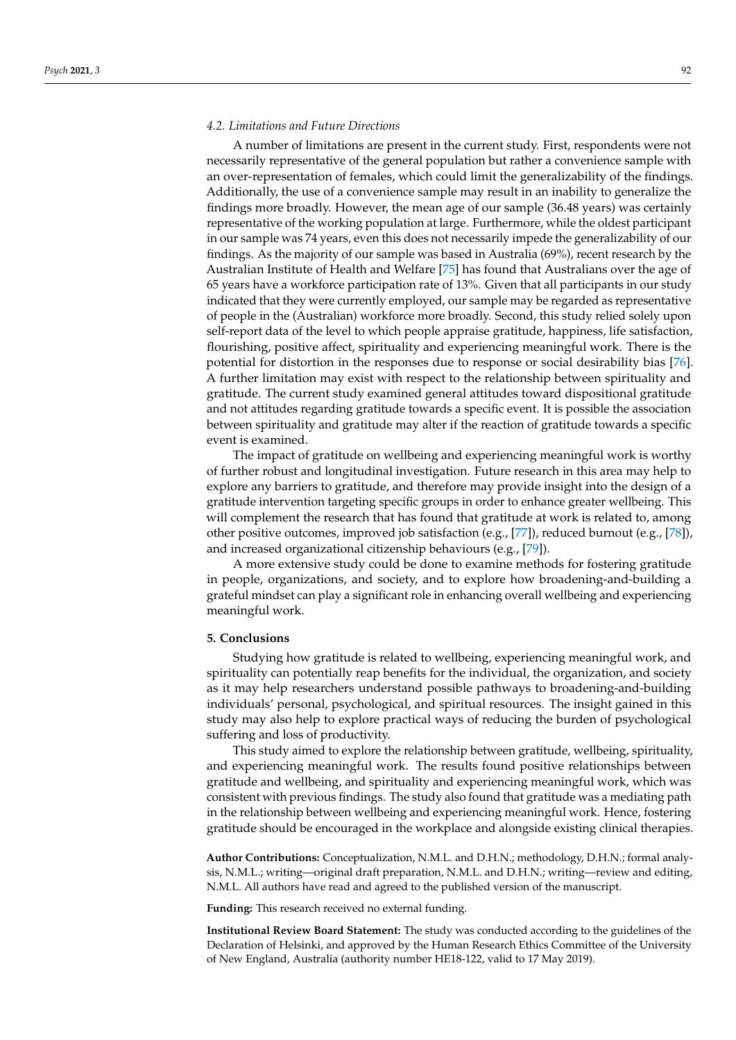### 4.2. Limitations and Future Directions

A number of limitations are present in the current study. First, respondents were not necessarily representative of the general population but rather a convenience sample with an over-representation of females, which could limit the generalizability of the findings. Additionally, the use of a convenience sample may result in an inability to generalize the findings more broadly. However, the mean age of our sample (36.48 years) was certainly representative of the working population at large. Furthermore, while the oldest participant in our sample was 74 years, even this does not necessarily impede the generalizability of our findings. As the majority of our sample was based in Australia (69%), recent research by the Australian Institute of Health and Welfare [75] has found that Australians over the age of 65 years have a workforce participation rate of 13%. Given that all participants in our study indicated that they were currently employed, our sample may be regarded as representative of people in the (Australian) workforce more broadly. Second, this study relied solely upon self-report data of the level to which people appraise gratitude, happiness, life satisfaction, flourishing, positive affect, spirituality and experiencing meaningful work. There is the potential for distortion in the responses due to response or social desirability bias [76]. A further limitation may exist with respect to the relationship between spirituality and gratitude. The current study examined general attitudes toward dispositional gratitude and not attitudes regarding gratitude towards a specific event. It is possible the association between spirituality and gratitude may alter if the reaction of gratitude towards a specific event is examined.

The impact of gratitude on wellbeing and experiencing meaningful work is worthy of further robust and longitudinal investigation. Future research in this area may help to explore any barriers to gratitude, and therefore may provide insight into the design of a gratitude intervention targeting specific groups in order to enhance greater wellbeing. This will complement the research that has found that gratitude at work is related to, among other positive outcomes, improved job satisfaction (e.g., [77]), reduced burnout (e.g., [78]), and increased organizational citizenship behaviours (e.g., [79]).

A more extensive study could be done to examine methods for fostering gratitude in people, organizations, and society, and to explore how broadening-and-building a grateful mindset can play a significant role in enhancing overall wellbeing and experiencing meaningful work.

## 5. Conclusions

Studying how gratitude is related to wellbeing, experiencing meaningful work, and spirituality can potentially reap benefits for the individual, the organization, and society as it may help researchers understand possible pathways to broadening-and-building individuals' personal, psychological, and spiritual resources. The insight gained in this study may also help to explore practical ways of reducing the burden of psychological suffering and loss of productivity.

This study aimed to explore the relationship between gratitude, wellbeing, spirituality, and experiencing meaningful work. The results found positive relationships between gratitude and wellbeing, and spirituality and experiencing meaningful work, which was consistent with previous findings. The study also found that gratitude was a mediating path in the relationship between wellbeing and experiencing meaningful work. Hence, fostering gratitude should be encouraged in the workplace and alongside existing clinical therapies.

**Author Contributions:** Conceptualization, N.M.L. and D.H.N.; methodology, D.H.N.; formal analysis, N.M.L.; writing—original draft preparation, N.M.L. and D.H.N.; writing—review and editing, N.M.L. All authors have read and agreed to the published version of the manuscript.

**Funding:** This research received no external funding.

**Institutional Review Board Statement:** The study was conducted according to the guidelines of the Declaration of Helsinki, and approved by the Human Research Ethics Committee of the University of New England, Australia (authority number HE18-122, valid to 17 May 2019).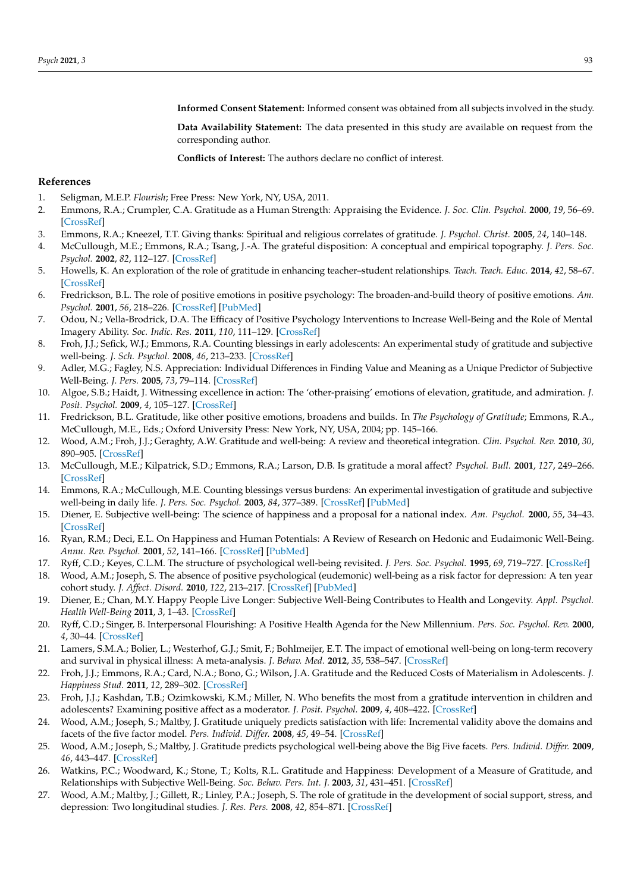**Informed Consent Statement:** Informed consent was obtained from all subjects involved in the study.

**Data Availability Statement:** The data presented in this study are available on request from the corresponding author.

**Conflicts of Interest:** The authors declare no conflict of interest.

## References

1. Seligman, M.E.P. *Flourish*; Free Press: New York, NY, USA, 2011.
2. Emmons, R.A.; Crumpler, C.A. Gratitude as a Human Strength: Appraising the Evidence. *J. Soc. Clin. Psychol.* **2000**, *19*, 56–69. [CrossRef]
3. Emmons, R.A.; Kneezel, T.T. Giving thanks: Spiritual and religious correlates of gratitude. *J. Psychol. Christ.* **2005**, *24*, 140–148.
4. McCullough, M.E.; Emmons, R.A.; Tsang, J.-A. The grateful disposition: A conceptual and empirical topography. *J. Pers. Soc. Psychol.* **2002**, *82*, 112–127. [CrossRef]
5. Howells, K. An exploration of the role of gratitude in enhancing teacher–student relationships. *Teach. Teach. Educ.* **2014**, *42*, 58–67. [CrossRef]
6. Fredrickson, B.L. The role of positive emotions in positive psychology: The broaden-and-build theory of positive emotions. *Am. Psychol.* **2001**, *56*, 218–226. [CrossRef] [PubMed]
7. Odou, N.; Vella-Brodrick, D.A. The Efficacy of Positive Psychology Interventions to Increase Well-Being and the Role of Mental Imagery Ability. *Soc. Indic. Res.* **2011**, *110*, 111–129. [CrossRef]
8. Froh, J.J.; Sefick, W.J.; Emmons, R.A. Counting blessings in early adolescents: An experimental study of gratitude and subjective well-being. *J. Sch. Psychol.* **2008**, *46*, 213–233. [CrossRef]
9. Adler, M.G.; Fagley, N.S. Appreciation: Individual Differences in Finding Value and Meaning as a Unique Predictor of Subjective Well-Being. *J. Pers.* **2005**, *73*, 79–114. [CrossRef]
10. Algoe, S.B.; Haidt, J. Witnessing excellence in action: The 'other-praising' emotions of elevation, gratitude, and admiration. *J. Posit. Psychol.* **2009**, *4*, 105–127. [CrossRef]
11. Fredrickson, B.L. Gratitude, like other positive emotions, broadens and builds. In *The Psychology of Gratitude*; Emmons, R.A., McCullough, M.E., Eds.; Oxford University Press: New York, NY, USA, 2004; pp. 145–166.
12. Wood, A.M.; Froh, J.J.; Geraghty, A.W. Gratitude and well-being: A review and theoretical integration. *Clin. Psychol. Rev.* **2010**, *30*, 890–905. [CrossRef]
13. McCullough, M.E.; Kilpatrick, S.D.; Emmons, R.A.; Larson, D.B. Is gratitude a moral affect? *Psychol. Bull.* **2001**, *127*, 249–266. [CrossRef]
14. Emmons, R.A.; McCullough, M.E. Counting blessings versus burdens: An experimental investigation of gratitude and subjective well-being in daily life. *J. Pers. Soc. Psychol.* **2003**, *84*, 377–389. [CrossRef] [PubMed]
15. Diener, E. Subjective well-being: The science of happiness and a proposal for a national index. *Am. Psychol.* **2000**, *55*, 34–43. [CrossRef]
16. Ryan, R.M.; Deci, E.L. On Happiness and Human Potentials: A Review of Research on Hedonic and Eudaimonic Well-Being. *Annu. Rev. Psychol.* **2001**, *52*, 141–166. [CrossRef] [PubMed]
17. Ryff, C.D.; Keyes, C.L.M. The structure of psychological well-being revisited. *J. Pers. Soc. Psychol.* **1995**, *69*, 719–727. [CrossRef]
18. Wood, A.M.; Joseph, S. The absence of positive psychological (eudemonic) well-being as a risk factor for depression: A ten year cohort study. *J. Affect. Disord.* **2010**, *122*, 213–217. [CrossRef] [PubMed]
19. Diener, E.; Chan, M.Y. Happy People Live Longer: Subjective Well-Being Contributes to Health and Longevity. *Appl. Psychol. Health Well-Being* **2011**, *3*, 1–43. [CrossRef]
20. Ryff, C.D.; Singer, B. Interpersonal Flourishing: A Positive Health Agenda for the New Millennium. *Pers. Soc. Psychol. Rev.* **2000**, *4*, 30–44. [CrossRef]
21. Lamers, S.M.A.; Bolier, L.; Westerhof, G.J.; Smit, F.; Bohlmeijer, E.T. The impact of emotional well-being on long-term recovery and survival in physical illness: A meta-analysis. *J. Behav. Med.* **2012**, *35*, 538–547. [CrossRef]
22. Froh, J.J.; Emmons, R.A.; Card, N.A.; Bono, G.; Wilson, J.A. Gratitude and the Reduced Costs of Materialism in Adolescents. *J. Happiness Stud.* **2011**, *12*, 289–302. [CrossRef]
23. Froh, J.J.; Kashdan, T.B.; Ozimkowski, K.M.; Miller, N. Who benefits the most from a gratitude intervention in children and adolescents? Examining positive affect as a moderator. *J. Posit. Psychol.* **2009**, *4*, 408–422. [CrossRef]
24. Wood, A.M.; Joseph, S.; Maltby, J. Gratitude uniquely predicts satisfaction with life: Incremental validity above the domains and facets of the five factor model. *Pers. Individ. Differ.* **2008**, *45*, 49–54. [CrossRef]
25. Wood, A.M.; Joseph, S.; Maltby, J. Gratitude predicts psychological well-being above the Big Five facets. *Pers. Individ. Differ.* **2009**, *46*, 443–447. [CrossRef]
26. Watkins, P.C.; Woodward, K.; Stone, T.; Kolts, R.L. Gratitude and Happiness: Development of a Measure of Gratitude, and Relationships with Subjective Well-Being. *Soc. Behav. Pers. Int. J.* **2003**, *31*, 431–451. [CrossRef]
27. Wood, A.M.; Maltby, J.; Gillett, R.; Linley, P.A.; Joseph, S. The role of gratitude in the development of social support, stress, and depression: Two longitudinal studies. *J. Res. Pers.* **2008**, *42*, 854–871. [CrossRef]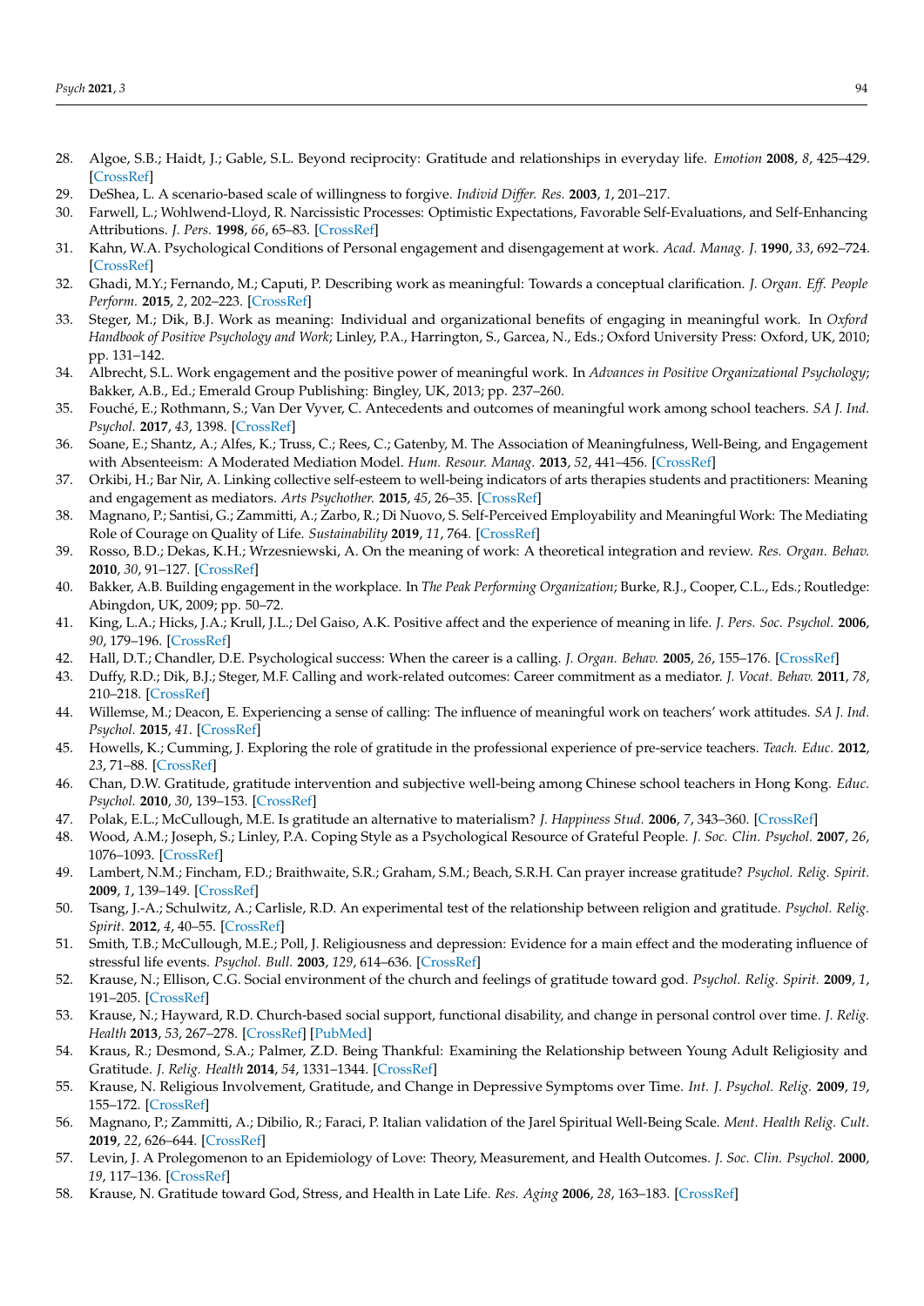28. Algoe, S.B.; Haidt, J.; Gable, S.L. Beyond reciprocity: Gratitude and relationships in everyday life. *Emotion* **2008**, *8*, 425–429. [CrossRef]
29. DeShea, L. A scenario-based scale of willingness to forgive. *Individ Differ. Res.* **2003**, *1*, 201–217.
30. Farwell, L.; Wohlwend-Lloyd, R. Narcissistic Processes: Optimistic Expectations, Favorable Self-Evaluations, and Self-Enhancing Attributions. *J. Pers.* **1998**, *66*, 65–83. [CrossRef]
31. Kahn, W.A. Psychological Conditions of Personal engagement and disengagement at work. *Acad. Manag. J.* **1990**, *33*, 692–724. [CrossRef]
32. Ghadi, M.Y.; Fernando, M.; Caputi, P. Describing work as meaningful: Towards a conceptual clarification. *J. Organ. Eff. People Perform.* **2015**, *2*, 202–223. [CrossRef]
33. Steger, M.; Dik, B.J. Work as meaning: Individual and organizational benefits of engaging in meaningful work. In *Oxford Handbook of Positive Psychology and Work*; Linley, P.A., Harrington, S., Garcea, N., Eds.; Oxford University Press: Oxford, UK, 2010; pp. 131–142.
34. Albrecht, S.L. Work engagement and the positive power of meaningful work. In *Advances in Positive Organizational Psychology*; Bakker, A.B., Ed.; Emerald Group Publishing: Bingley, UK, 2013; pp. 237–260.
35. Fouché, E.; Rothmann, S.; Van Der Vyver, C. Antecedents and outcomes of meaningful work among school teachers. *SA J. Ind. Psychol.* **2017**, *43*, 1398. [CrossRef]
36. Soane, E.; Shantz, A.; Alfes, K.; Truss, C.; Rees, C.; Gatenby, M. The Association of Meaningfulness, Well-Being, and Engagement with Absenteeism: A Moderated Mediation Model. *Hum. Resour. Manag.* **2013**, *52*, 441–456. [CrossRef]
37. Orkibi, H.; Bar Nir, A. Linking collective self-esteem to well-being indicators of arts therapies students and practitioners: Meaning and engagement as mediators. *Arts Psychother.* **2015**, *45*, 26–35. [CrossRef]
38. Magnano, P.; Santisi, G.; Zammitti, A.; Zarbo, R.; Di Nuovo, S. Self-Perceived Employability and Meaningful Work: The Mediating Role of Courage on Quality of Life. *Sustainability* **2019**, *11*, 764. [CrossRef]
39. Rosso, B.D.; Dekas, K.H.; Wrzesniewski, A. On the meaning of work: A theoretical integration and review. *Res. Organ. Behav.* **2010**, *30*, 91–127. [CrossRef]
40. Bakker, A.B. Building engagement in the workplace. In *The Peak Performing Organization*; Burke, R.J., Cooper, C.L., Eds.; Routledge: Abingdon, UK, 2009; pp. 50–72.
41. King, L.A.; Hicks, J.A.; Krull, J.L.; Del Gaiso, A.K. Positive affect and the experience of meaning in life. *J. Pers. Soc. Psychol.* **2006**, *90*, 179–196. [CrossRef]
42. Hall, D.T.; Chandler, D.E. Psychological success: When the career is a calling. *J. Organ. Behav.* **2005**, *26*, 155–176. [CrossRef]
43. Duffy, R.D.; Dik, B.J.; Steger, M.F. Calling and work-related outcomes: Career commitment as a mediator. *J. Vocat. Behav.* **2011**, *78*, 210–218. [CrossRef]
44. Willemse, M.; Deacon, E. Experiencing a sense of calling: The influence of meaningful work on teachers' work attitudes. *SA J. Ind. Psychol.* **2015**, *41*. [CrossRef]
45. Howells, K.; Cumming, J. Exploring the role of gratitude in the professional experience of pre-service teachers. *Teach. Educ.* **2012**, *23*, 71–88. [CrossRef]
46. Chan, D.W. Gratitude, gratitude intervention and subjective well-being among Chinese school teachers in Hong Kong. *Educ. Psychol.* **2010**, *30*, 139–153. [CrossRef]
47. Polak, E.L.; McCullough, M.E. Is gratitude an alternative to materialism? *J. Happiness Stud.* **2006**, *7*, 343–360. [CrossRef]
48. Wood, A.M.; Joseph, S.; Linley, P.A. Coping Style as a Psychological Resource of Grateful People. *J. Soc. Clin. Psychol.* **2007**, *26*, 1076–1093. [CrossRef]
49. Lambert, N.M.; Fincham, F.D.; Braithwaite, S.R.; Graham, S.M.; Beach, S.R.H. Can prayer increase gratitude? *Psychol. Relig. Spirit.* **2009**, *1*, 139–149. [CrossRef]
50. Tsang, J.-A.; Schulwitz, A.; Carlisle, R.D. An experimental test of the relationship between religion and gratitude. *Psychol. Relig. Spirit.* **2012**, *4*, 40–55. [CrossRef]
51. Smith, T.B.; McCullough, M.E.; Poll, J. Religiousness and depression: Evidence for a main effect and the moderating influence of stressful life events. *Psychol. Bull.* **2003**, *129*, 614–636. [CrossRef]
52. Krause, N.; Ellison, C.G. Social environment of the church and feelings of gratitude toward god. *Psychol. Relig. Spirit.* **2009**, *1*, 191–205. [CrossRef]
53. Krause, N.; Hayward, R.D. Church-based social support, functional disability, and change in personal control over time. *J. Relig. Health* **2013**, *53*, 267–278. [CrossRef] [PubMed]
54. Kraus, R.; Desmond, S.A.; Palmer, Z.D. Being Thankful: Examining the Relationship between Young Adult Religiosity and Gratitude. *J. Relig. Health* **2014**, *54*, 1331–1344. [CrossRef]
55. Krause, N. Religious Involvement, Gratitude, and Change in Depressive Symptoms over Time. *Int. J. Psychol. Relig.* **2009**, *19*, 155–172. [CrossRef]
56. Magnano, P.; Zammitti, A.; Dibilio, R.; Faraci, P. Italian validation of the Jarel Spiritual Well-Being Scale. *Ment. Health Relig. Cult.* **2019**, *22*, 626–644. [CrossRef]
57. Levin, J. A Prolegomenon to an Epidemiology of Love: Theory, Measurement, and Health Outcomes. *J. Soc. Clin. Psychol.* **2000**, *19*, 117–136. [CrossRef]
58. Krause, N. Gratitude toward God, Stress, and Health in Late Life. *Res. Aging* **2006**, *28*, 163–183. [CrossRef]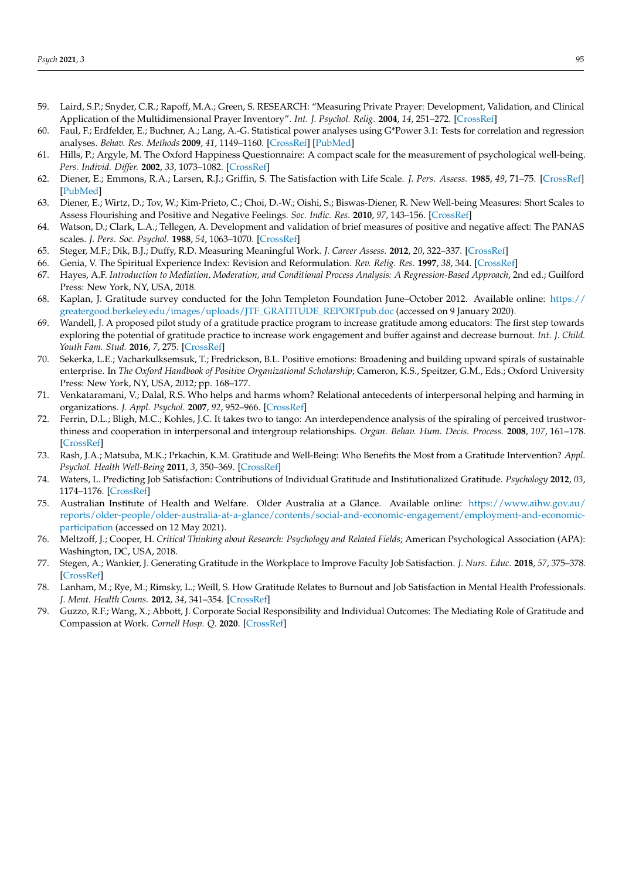59. Laird, S.P.; Snyder, C.R.; Rapoff, M.A.; Green, S. RESEARCH: "Measuring Private Prayer: Development, Validation, and Clinical Application of the Multidimensional Prayer Inventory". *Int. J. Psychol. Relig.* **2004**, *14*, 251–272. [CrossRef]
60. Faul, F.; Erdfelder, E.; Buchner, A.; Lang, A.-G. Statistical power analyses using G*Power 3.1: Tests for correlation and regression analyses. *Behav. Res. Methods* **2009**, *41*, 1149–1160. [CrossRef] [PubMed]
61. Hills, P.; Argyle, M. The Oxford Happiness Questionnaire: A compact scale for the measurement of psychological well-being. *Pers. Individ. Differ.* **2002**, *33*, 1073–1082. [CrossRef]
62. Diener, E.; Emmons, R.A.; Larsen, R.J.; Griffin, S. The Satisfaction with Life Scale. *J. Pers. Assess.* **1985**, *49*, 71–75. [CrossRef] [PubMed]
63. Diener, E.; Wirtz, D.; Tov, W.; Kim-Prieto, C.; Choi, D.-W.; Oishi, S.; Biswas-Diener, R. New Well-being Measures: Short Scales to Assess Flourishing and Positive and Negative Feelings. *Soc. Indic. Res.* **2010**, *97*, 143–156. [CrossRef]
64. Watson, D.; Clark, L.A.; Tellegen, A. Development and validation of brief measures of positive and negative affect: The PANAS scales. *J. Pers. Soc. Psychol.* **1988**, *54*, 1063–1070. [CrossRef]
65. Steger, M.F.; Dik, B.J.; Duffy, R.D. Measuring Meaningful Work. *J. Career Assess.* **2012**, *20*, 322–337. [CrossRef]
66. Genia, V. The Spiritual Experience Index: Revision and Reformulation. *Rev. Relig. Res.* **1997**, *38*, 344. [CrossRef]
67. Hayes, A.F. *Introduction to Mediation, Moderation, and Conditional Process Analysis: A Regression-Based Approach*, 2nd ed.; Guilford Press: New York, NY, USA, 2018.
68. Kaplan, J. Gratitude survey conducted for the John Templeton Foundation June–October 2012. Available online: https://greatergood.berkeley.edu/images/uploads/JTF_GRATITUDE_REPORTpub.doc (accessed on 9 January 2020).
69. Wandell, J. A proposed pilot study of a gratitude practice program to increase gratitude among educators: The first step towards exploring the potential of gratitude practice to increase work engagement and buffer against and decrease burnout. *Int. J. Child. Youth Fam. Stud.* **2016**, *7*, 275. [CrossRef]
70. Sekerka, L.E.; Vacharkulksemsuk, T.; Fredrickson, B.L. Positive emotions: Broadening and building upward spirals of sustainable enterprise. In *The Oxford Handbook of Positive Organizational Scholarship*; Cameron, K.S., Speitzer, G.M., Eds.; Oxford University Press: New York, NY, USA, 2012; pp. 168–177.
71. Venkataramani, V.; Dalal, R.S. Who helps and harms whom? Relational antecedents of interpersonal helping and harming in organizations. *J. Appl. Psychol.* **2007**, *92*, 952–966. [CrossRef]
72. Ferrin, D.L.; Bligh, M.C.; Kohles, J.C. It takes two to tango: An interdependence analysis of the spiraling of perceived trustworthiness and cooperation in interpersonal and intergroup relationships. *Organ. Behav. Hum. Decis. Process.* **2008**, *107*, 161–178. [CrossRef]
73. Rash, J.A.; Matsuba, M.K.; Prkachin, K.M. Gratitude and Well-Being: Who Benefits the Most from a Gratitude Intervention? *Appl. Psychol. Health Well-Being* **2011**, *3*, 350–369. [CrossRef]
74. Waters, L. Predicting Job Satisfaction: Contributions of Individual Gratitude and Institutionalized Gratitude. *Psychology* **2012**, *03*, 1174–1176. [CrossRef]
75. Australian Institute of Health and Welfare. Older Australia at a Glance. Available online: https://www.aihw.gov.au/reports/older-people/older-australia-at-a-glance/contents/social-and-economic-engagement/employment-and-economic-participation (accessed on 12 May 2021).
76. Meltzoff, J.; Cooper, H. *Critical Thinking about Research: Psychology and Related Fields*; American Psychological Association (APA): Washington, DC, USA, 2018.
77. Stegen, A.; Wankier, J. Generating Gratitude in the Workplace to Improve Faculty Job Satisfaction. *J. Nurs. Educ.* **2018**, *57*, 375–378. [CrossRef]
78. Lanham, M.; Rye, M.; Rimsky, L.; Weill, S. How Gratitude Relates to Burnout and Job Satisfaction in Mental Health Professionals. *J. Ment. Health Couns.* **2012**, *34*, 341–354. [CrossRef]
79. Guzzo, R.F.; Wang, X.; Abbott, J. Corporate Social Responsibility and Individual Outcomes: The Mediating Role of Gratitude and Compassion at Work. *Cornell Hosp. Q.* **2020**. [CrossRef]